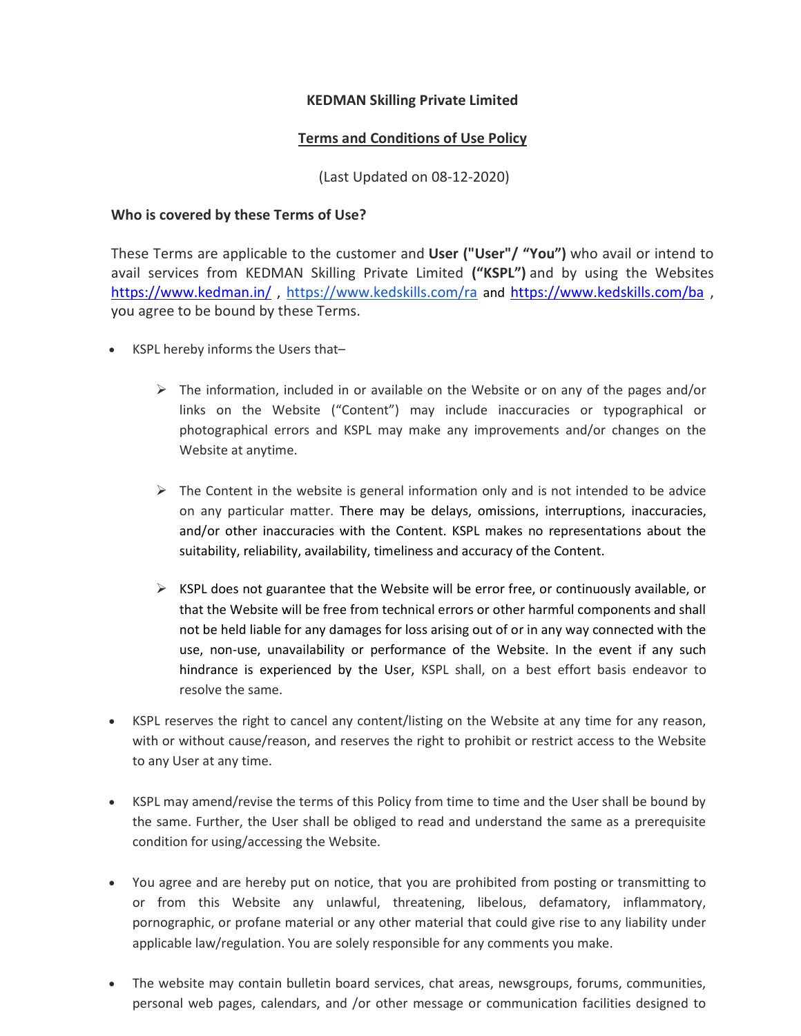**KEDMAN Skilling Private Limited**

**Terms and Conditions of Use Policy**

(Last Updated on 08-12-2020)

**Who is covered by these Terms of Use?**

These Terms are applicable to the customer and **User ("User"/ "You")** who avail or intend to avail services from KEDMAN Skilling Private Limited **("KSPL")** and by using the Websites https://www.kedman.in/ , https://www.kedskills.com/ra and https://www.kedskills.com/ba , you agree to be bound by these Terms.

- KSPL hereby informs the Users that–
  - The information, included in or available on the Website or on any of the pages and/or links on the Website ("Content") may include inaccuracies or typographical or photographical errors and KSPL may make any improvements and/or changes on the Website at anytime.
  - The Content in the website is general information only and is not intended to be advice on any particular matter. There may be delays, omissions, interruptions, inaccuracies, and/or other inaccuracies with the Content. KSPL makes no representations about the suitability, reliability, availability, timeliness and accuracy of the Content.
  - KSPL does not guarantee that the Website will be error free, or continuously available, or that the Website will be free from technical errors or other harmful components and shall not be held liable for any damages for loss arising out of or in any way connected with the use, non-use, unavailability or performance of the Website. In the event if any such hindrance is experienced by the User, KSPL shall, on a best effort basis endeavor to resolve the same.
- KSPL reserves the right to cancel any content/listing on the Website at any time for any reason, with or without cause/reason, and reserves the right to prohibit or restrict access to the Website to any User at any time.
- KSPL may amend/revise the terms of this Policy from time to time and the User shall be bound by the same. Further, the User shall be obliged to read and understand the same as a prerequisite condition for using/accessing the Website.
- You agree and are hereby put on notice, that you are prohibited from posting or transmitting to or from this Website any unlawful, threatening, libelous, defamatory, inflammatory, pornographic, or profane material or any other material that could give rise to any liability under applicable law/regulation. You are solely responsible for any comments you make.
- The website may contain bulletin board services, chat areas, newsgroups, forums, communities, personal web pages, calendars, and /or other message or communication facilities designed to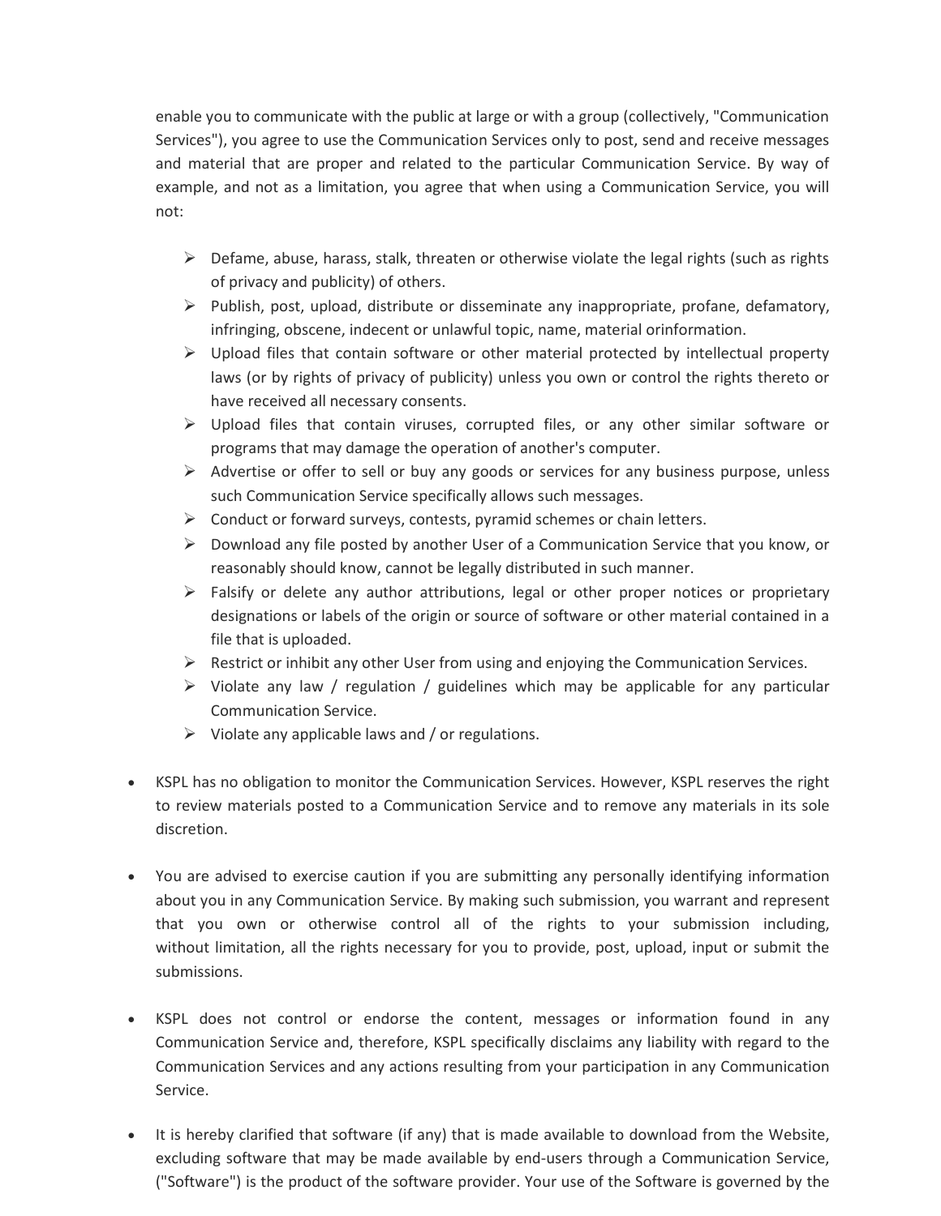enable you to communicate with the public at large or with a group (collectively, "Communication Services"), you agree to use the Communication Services only to post, send and receive messages and material that are proper and related to the particular Communication Service. By way of example, and not as a limitation, you agree that when using a Communication Service, you will not:

- Defame, abuse, harass, stalk, threaten or otherwise violate the legal rights (such as rights of privacy and publicity) of others.
- Publish, post, upload, distribute or disseminate any inappropriate, profane, defamatory, infringing, obscene, indecent or unlawful topic, name, material orinformation.
- Upload files that contain software or other material protected by intellectual property laws (or by rights of privacy of publicity) unless you own or control the rights thereto or have received all necessary consents.
- Upload files that contain viruses, corrupted files, or any other similar software or programs that may damage the operation of another's computer.
- Advertise or offer to sell or buy any goods or services for any business purpose, unless such Communication Service specifically allows such messages.
- Conduct or forward surveys, contests, pyramid schemes or chain letters.
- Download any file posted by another User of a Communication Service that you know, or reasonably should know, cannot be legally distributed in such manner.
- Falsify or delete any author attributions, legal or other proper notices or proprietary designations or labels of the origin or source of software or other material contained in a file that is uploaded.
- Restrict or inhibit any other User from using and enjoying the Communication Services.
- Violate any law / regulation / guidelines which may be applicable for any particular Communication Service.
- Violate any applicable laws and / or regulations.

- KSPL has no obligation to monitor the Communication Services. However, KSPL reserves the right to review materials posted to a Communication Service and to remove any materials in its sole discretion.

- You are advised to exercise caution if you are submitting any personally identifying information about you in any Communication Service. By making such submission, you warrant and represent that you own or otherwise control all of the rights to your submission including, without limitation, all the rights necessary for you to provide, post, upload, input or submit the submissions.

- KSPL does not control or endorse the content, messages or information found in any Communication Service and, therefore, KSPL specifically disclaims any liability with regard to the Communication Services and any actions resulting from your participation in any Communication Service.

- It is hereby clarified that software (if any) that is made available to download from the Website, excluding software that may be made available by end-users through a Communication Service, ("Software") is the product of the software provider. Your use of the Software is governed by the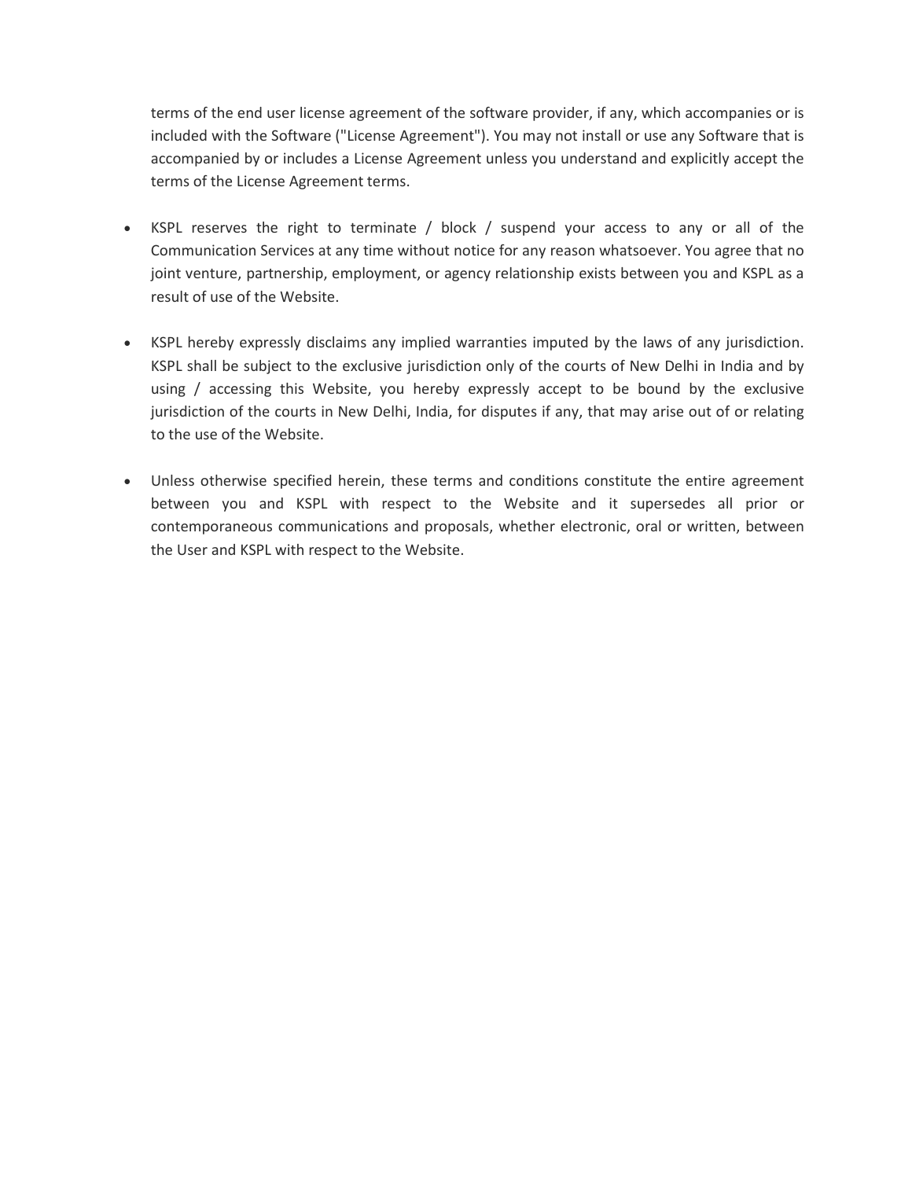terms of the end user license agreement of the software provider, if any, which accompanies or is included with the Software ("License Agreement"). You may not install or use any Software that is accompanied by or includes a License Agreement unless you understand and explicitly accept the terms of the License Agreement terms.

- KSPL reserves the right to terminate / block / suspend your access to any or all of the Communication Services at any time without notice for any reason whatsoever. You agree that no joint venture, partnership, employment, or agency relationship exists between you and KSPL as a result of use of the Website.

- KSPL hereby expressly disclaims any implied warranties imputed by the laws of any jurisdiction. KSPL shall be subject to the exclusive jurisdiction only of the courts of New Delhi in India and by using / accessing this Website, you hereby expressly accept to be bound by the exclusive jurisdiction of the courts in New Delhi, India, for disputes if any, that may arise out of or relating to the use of the Website.

- Unless otherwise specified herein, these terms and conditions constitute the entire agreement between you and KSPL with respect to the Website and it supersedes all prior or contemporaneous communications and proposals, whether electronic, oral or written, between the User and KSPL with respect to the Website.